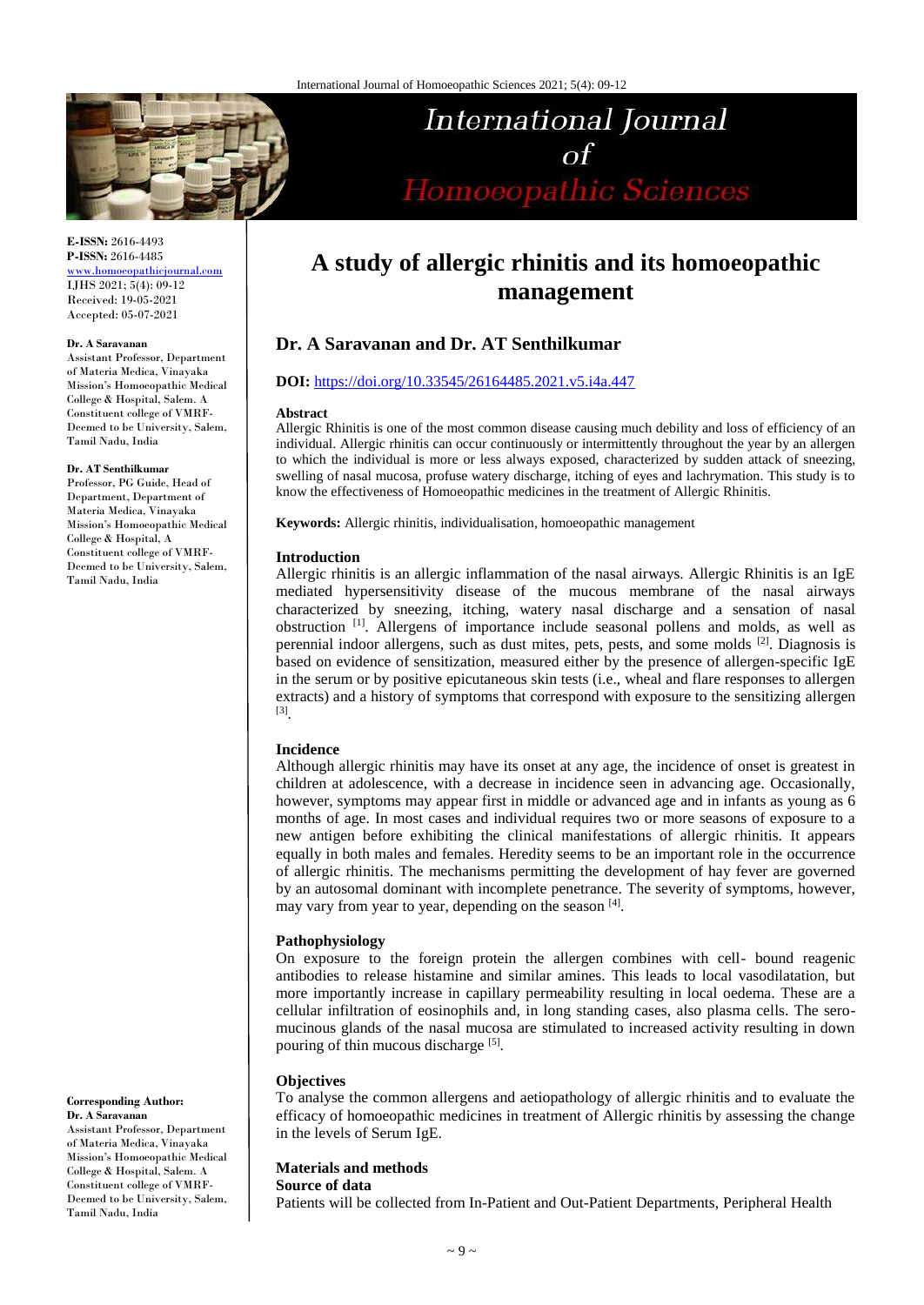E-ISSN: 2616-4493
P-ISSN: 2616-4485
www.homoeopathicjournal.com
IJHS 2021; 5(4): 09-12
Received: 19-05-2021
Accepted: 05-07-2021

**Dr. A Saravanan**
Assistant Professor, Department of Materia Medica, Vinayaka Mission's Homoeopathic Medical College & Hospital, Salem. A Constituent college of VMRF-Deemed to be University, Salem, Tamil Nadu, India

**Dr. AT Senthilkumar**
Professor, PG Guide, Head of Department, Department of Materia Medica, Vinayaka Mission's Homoeopathic Medical College & Hospital, A Constituent college of VMRF-Deemed to be University, Salem, Tamil Nadu, India

**Corresponding Author:**
**Dr. A Saravanan**
Assistant Professor, Department of Materia Medica, Vinayaka Mission's Homoeopathic Medical College & Hospital, Salem. A Constituent college of VMRF-Deemed to be University, Salem, Tamil Nadu, India

# A study of allergic rhinitis and its homoeopathic management

## Dr. A Saravanan and Dr. AT Senthilkumar

**DOI:** https://doi.org/10.33545/26164485.2021.v5.i4a.447

**Abstract**

Allergic Rhinitis is one of the most common disease causing much debility and loss of efficiency of an individual. Allergic rhinitis can occur continuously or intermittently throughout the year by an allergen to which the individual is more or less always exposed, characterized by sudden attack of sneezing, swelling of nasal mucosa, profuse watery discharge, itching of eyes and lachrymation. This study is to know the effectiveness of Homoeopathic medicines in the treatment of Allergic Rhinitis.

**Keywords:** Allergic rhinitis, individualisation, homoeopathic management

### Introduction

Allergic rhinitis is an allergic inflammation of the nasal airways. Allergic Rhinitis is an IgE mediated hypersensitivity disease of the mucous membrane of the nasal airways characterized by sneezing, itching, watery nasal discharge and a sensation of nasal obstruction [1]. Allergens of importance include seasonal pollens and molds, as well as perennial indoor allergens, such as dust mites, pets, pests, and some molds [2]. Diagnosis is based on evidence of sensitization, measured either by the presence of allergen-specific IgE in the serum or by positive epicutaneous skin tests (i.e., wheal and flare responses to allergen extracts) and a history of symptoms that correspond with exposure to the sensitizing allergen [3].

### Incidence

Although allergic rhinitis may have its onset at any age, the incidence of onset is greatest in children at adolescence, with a decrease in incidence seen in advancing age. Occasionally, however, symptoms may appear first in middle or advanced age and in infants as young as 6 months of age. In most cases and individual requires two or more seasons of exposure to a new antigen before exhibiting the clinical manifestations of allergic rhinitis. It appears equally in both males and females. Heredity seems to be an important role in the occurrence of allergic rhinitis. The mechanisms permitting the development of hay fever are governed by an autosomal dominant with incomplete penetrance. The severity of symptoms, however, may vary from year to year, depending on the season [4].

### Pathophysiology

On exposure to the foreign protein the allergen combines with cell- bound reagenic antibodies to release histamine and similar amines. This leads to local vasodilatation, but more importantly increase in capillary permeability resulting in local oedema. These are a cellular infiltration of eosinophils and, in long standing cases, also plasma cells. The sero-mucinous glands of the nasal mucosa are stimulated to increased activity resulting in down pouring of thin mucous discharge [5].

### Objectives

To analyse the common allergens and aetiopathology of allergic rhinitis and to evaluate the efficacy of homoeopathic medicines in treatment of Allergic rhinitis by assessing the change in the levels of Serum IgE.

### Materials and methods

**Source of data**

Patients will be collected from In-Patient and Out-Patient Departments, Peripheral Health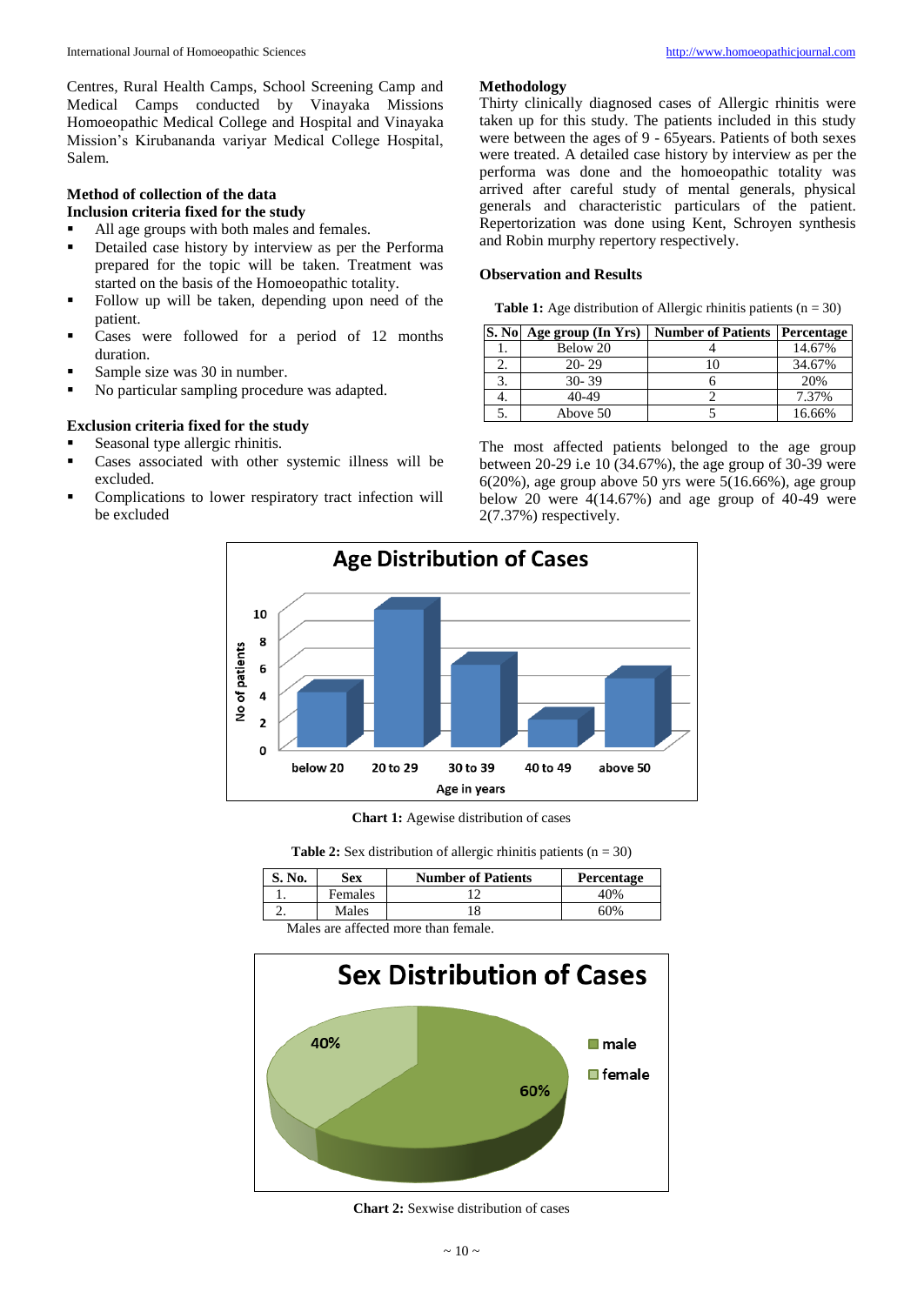Centres, Rural Health Camps, School Screening Camp and Medical Camps conducted by Vinayaka Missions Homoeopathic Medical College and Hospital and Vinayaka Mission's Kirubananda variyar Medical College Hospital, Salem.

**Method of collection of the data**

**Inclusion criteria fixed for the study**

- All age groups with both males and females.
- Detailed case history by interview as per the Performa prepared for the topic will be taken. Treatment was started on the basis of the Homoeopathic totality.
- Follow up will be taken, depending upon need of the patient.
- Cases were followed for a period of 12 months duration.
- Sample size was 30 in number.
- No particular sampling procedure was adapted.

**Exclusion criteria fixed for the study**

- Seasonal type allergic rhinitis.
- Cases associated with other systemic illness will be excluded.
- Complications to lower respiratory tract infection will be excluded

**Methodology**

Thirty clinically diagnosed cases of Allergic rhinitis were taken up for this study. The patients included in this study were between the ages of 9 - 65years. Patients of both sexes were treated. A detailed case history by interview as per the performa was done and the homoeopathic totality was arrived after careful study of mental generals, physical generals and characteristic particulars of the patient. Repertorization was done using Kent, Schroyen synthesis and Robin murphy repertory respectively.

**Observation and Results**

**Table 1:** Age distribution of Allergic rhinitis patients (n = 30)

| S. No | Age group (In Yrs) | Number of Patients | Percentage |
|---|---|---|---|
| 1. | Below 20 | 4 | 14.67% |
| 2. | 20- 29 | 10 | 34.67% |
| 3. | 30- 39 | 6 | 20% |
| 4. | 40-49 | 2 | 7.37% |
| 5. | Above 50 | 5 | 16.66% |

The most affected patients belonged to the age group between 20-29 i.e 10 (34.67%), the age group of 30-39 were 6(20%), age group above 50 yrs were 5(16.66%), age group below 20 were 4(14.67%) and age group of 40-49 were 2(7.37%) respectively.

**Chart 1:** Agewise distribution of cases

**Table 2:** Sex distribution of allergic rhinitis patients (n = 30)

| S. No. | Sex | Number of Patients | Percentage |
|---|---|---|---|
| 1. | Females | 12 | 40% |
| 2. | Males | 18 | 60% |

Males are affected more than female.

**Chart 2:** Sexwise distribution of cases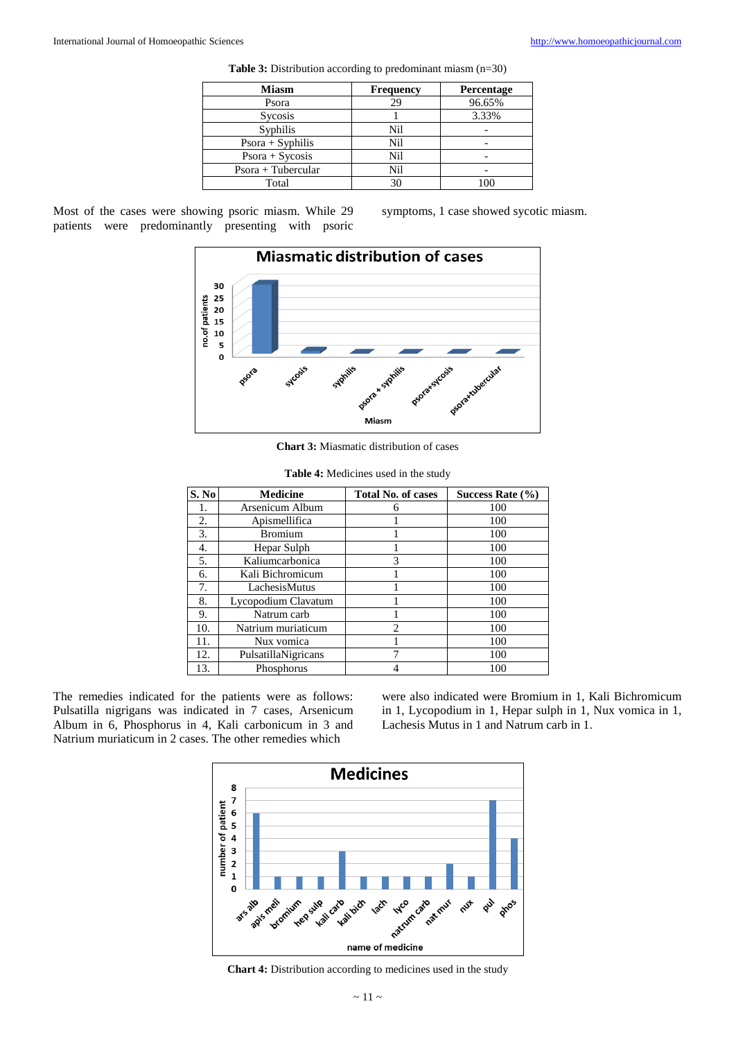**Table 3:** Distribution according to predominant miasm (n=30)

| Miasm | Frequency | Percentage |
|---|---|---|
| Psora | 29 | 96.65% |
| Sycosis | 1 | 3.33% |
| Syphilis | Nil | - |
| Psora + Syphilis | Nil | - |
| Psora + Sycosis | Nil | - |
| Psora + Tubercular | Nil | - |
| Total | 30 | 100 |

Most of the cases were showing psoric miasm. While 29 patients were predominantly presenting with psoric symptoms, 1 case showed sycotic miasm.

**Chart 3:** Miasmatic distribution of cases

**Table 4:** Medicines used in the study

| S. No | Medicine | Total No. of cases | Success Rate (%) |
|---|---|---|---|
| 1. | Arsenicum Album | 6 | 100 |
| 2. | Apismellifica | 1 | 100 |
| 3. | Bromium | 1 | 100 |
| 4. | Hepar Sulph | 1 | 100 |
| 5. | Kaliumcarbonica | 3 | 100 |
| 6. | Kali Bichromicum | 1 | 100 |
| 7. | LachesisMutus | 1 | 100 |
| 8. | Lycopodium Clavatum | 1 | 100 |
| 9. | Natrum carb | 1 | 100 |
| 10. | Natrium muriaticum | 2 | 100 |
| 11. | Nux vomica | 1 | 100 |
| 12. | PulsatillaNigricans | 7 | 100 |
| 13. | Phosphorus | 4 | 100 |

The remedies indicated for the patients were as follows: Pulsatilla nigrigans was indicated in 7 cases, Arsenicum Album in 6, Phosphorus in 4, Kali carbonicum in 3 and Natrium muriaticum in 2 cases. The other remedies which were also indicated were Bromium in 1, Kali Bichromicum in 1, Lycopodium in 1, Hepar sulph in 1, Nux vomica in 1, Lachesis Mutus in 1 and Natrum carb in 1.

**Chart 4:** Distribution according to medicines used in the study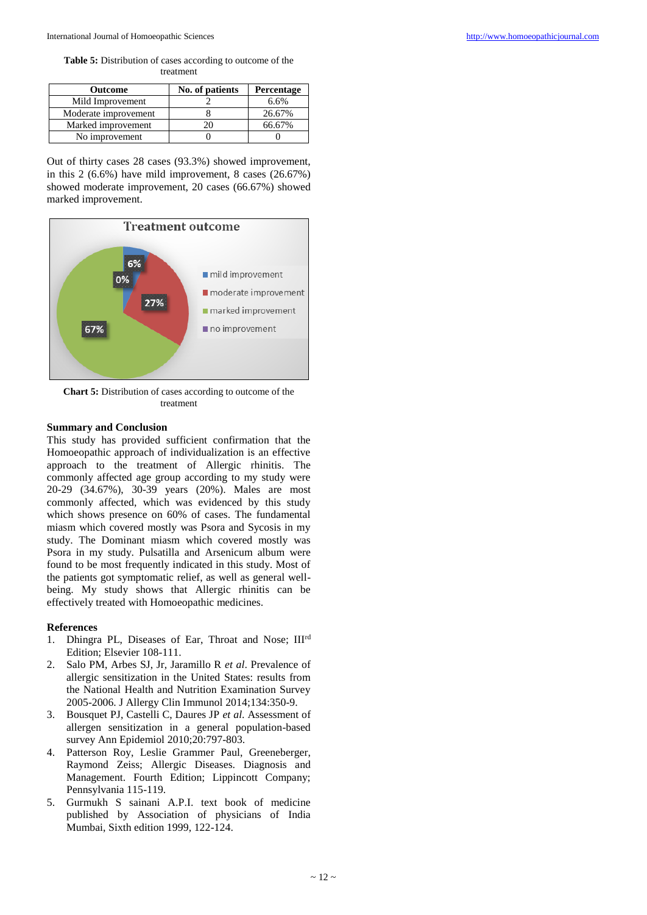**Table 5:** Distribution of cases according to outcome of the treatment

| Outcome | No. of patients | Percentage |
| --- | --- | --- |
| Mild Improvement | 2 | 6.6% |
| Moderate improvement | 8 | 26.67% |
| Marked improvement | 20 | 66.67% |
| No improvement | 0 | 0 |

Out of thirty cases 28 cases (93.3%) showed improvement, in this 2 (6.6%) have mild improvement, 8 cases (26.67%) showed moderate improvement, 20 cases (66.67%) showed marked improvement.

Treatment outcome

6%
0%
27%
67%

mild improvement
moderate improvement
marked improvement
no improvement

**Chart 5:** Distribution of cases according to outcome of the treatment

## Summary and Conclusion

This study has provided sufficient confirmation that the Homoeopathic approach of individualization is an effective approach to the treatment of Allergic rhinitis. The commonly affected age group according to my study were 20-29 (34.67%), 30-39 years (20%). Males are most commonly affected, which was evidenced by this study which shows presence on 60% of cases. The fundamental miasm which covered mostly was Psora and Sycosis in my study. The Dominant miasm which covered mostly was Psora in my study. Pulsatilla and Arsenicum album were found to be most frequently indicated in this study. Most of the patients got symptomatic relief, as well as general well-being. My study shows that Allergic rhinitis can be effectively treated with Homoeopathic medicines.

## References

1. Dhingra PL, Diseases of Ear, Throat and Nose; III[rd] Edition; Elsevier 108-111.
2. Salo PM, Arbes SJ, Jr, Jaramillo R *et al*. Prevalence of allergic sensitization in the United States: results from the National Health and Nutrition Examination Survey 2005-2006. J Allergy Clin Immunol 2014;134:350-9.
3. Bousquet PJ, Castelli C, Daures JP *et al*. Assessment of allergen sensitization in a general population-based survey Ann Epidemiol 2010;20:797-803.
4. Patterson Roy, Leslie Grammer Paul, Greeneberger, Raymond Zeiss; Allergic Diseases. Diagnosis and Management. Fourth Edition; Lippincott Company; Pennsylvania 115-119.
5. Gurmukh S sainani A.P.I. text book of medicine published by Association of physicians of India Mumbai, Sixth edition 1999, 122-124.